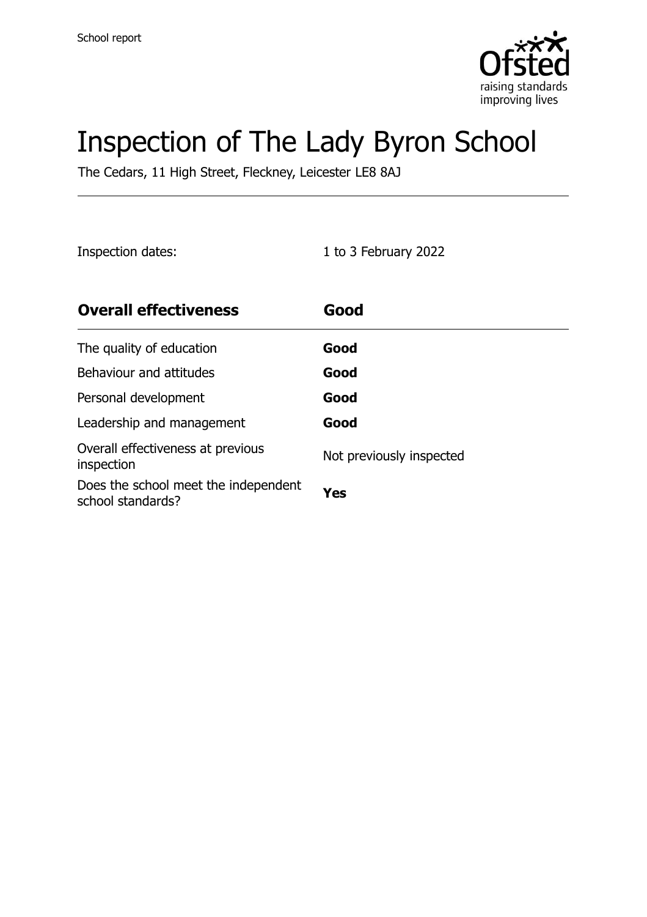School report

# Inspection of The Lady Byron School

The Cedars, 11 High Street, Fleckney, Leicester LE8 8AJ

Inspection dates: 1 to 3 February 2022

| **Overall effectiveness** | **Good** |
| --- | --- |
| The quality of education | **Good** |
| Behaviour and attitudes | **Good** |
| Personal development | **Good** |
| Leadership and management | **Good** |
| Overall effectiveness at previous inspection | Not previously inspected |
| Does the school meet the independent school standards? | **Yes** |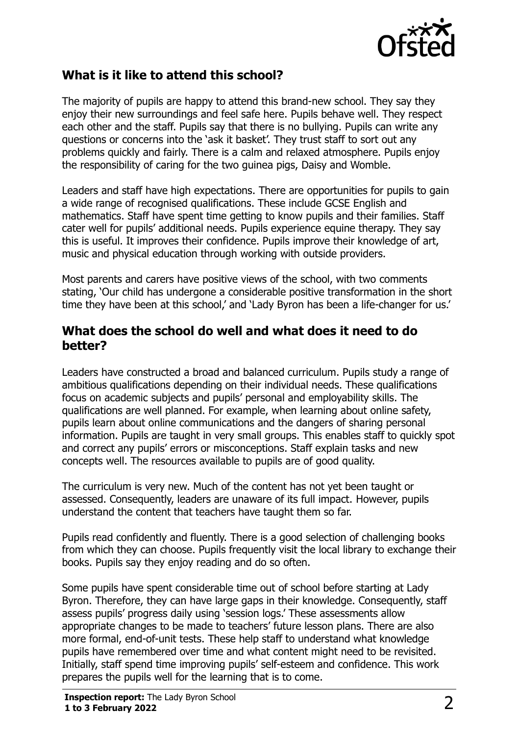## What is it like to attend this school?

The majority of pupils are happy to attend this brand-new school. They say they enjoy their new surroundings and feel safe here. Pupils behave well. They respect each other and the staff. Pupils say that there is no bullying. Pupils can write any questions or concerns into the 'ask it basket'. They trust staff to sort out any problems quickly and fairly. There is a calm and relaxed atmosphere. Pupils enjoy the responsibility of caring for the two guinea pigs, Daisy and Womble.

Leaders and staff have high expectations. There are opportunities for pupils to gain a wide range of recognised qualifications. These include GCSE English and mathematics. Staff have spent time getting to know pupils and their families. Staff cater well for pupils' additional needs. Pupils experience equine therapy. They say this is useful. It improves their confidence. Pupils improve their knowledge of art, music and physical education through working with outside providers.

Most parents and carers have positive views of the school, with two comments stating, 'Our child has undergone a considerable positive transformation in the short time they have been at this school,' and 'Lady Byron has been a life-changer for us.'

## What does the school do well and what does it need to do better?

Leaders have constructed a broad and balanced curriculum. Pupils study a range of ambitious qualifications depending on their individual needs. These qualifications focus on academic subjects and pupils' personal and employability skills. The qualifications are well planned. For example, when learning about online safety, pupils learn about online communications and the dangers of sharing personal information. Pupils are taught in very small groups. This enables staff to quickly spot and correct any pupils' errors or misconceptions. Staff explain tasks and new concepts well. The resources available to pupils are of good quality.

The curriculum is very new. Much of the content has not yet been taught or assessed. Consequently, leaders are unaware of its full impact. However, pupils understand the content that teachers have taught them so far.

Pupils read confidently and fluently. There is a good selection of challenging books from which they can choose. Pupils frequently visit the local library to exchange their books. Pupils say they enjoy reading and do so often.

Some pupils have spent considerable time out of school before starting at Lady Byron. Therefore, they can have large gaps in their knowledge. Consequently, staff assess pupils' progress daily using 'session logs.' These assessments allow appropriate changes to be made to teachers' future lesson plans. There are also more formal, end-of-unit tests. These help staff to understand what knowledge pupils have remembered over time and what content might need to be revisited. Initially, staff spend time improving pupils' self-esteem and confidence. This work prepares the pupils well for the learning that is to come.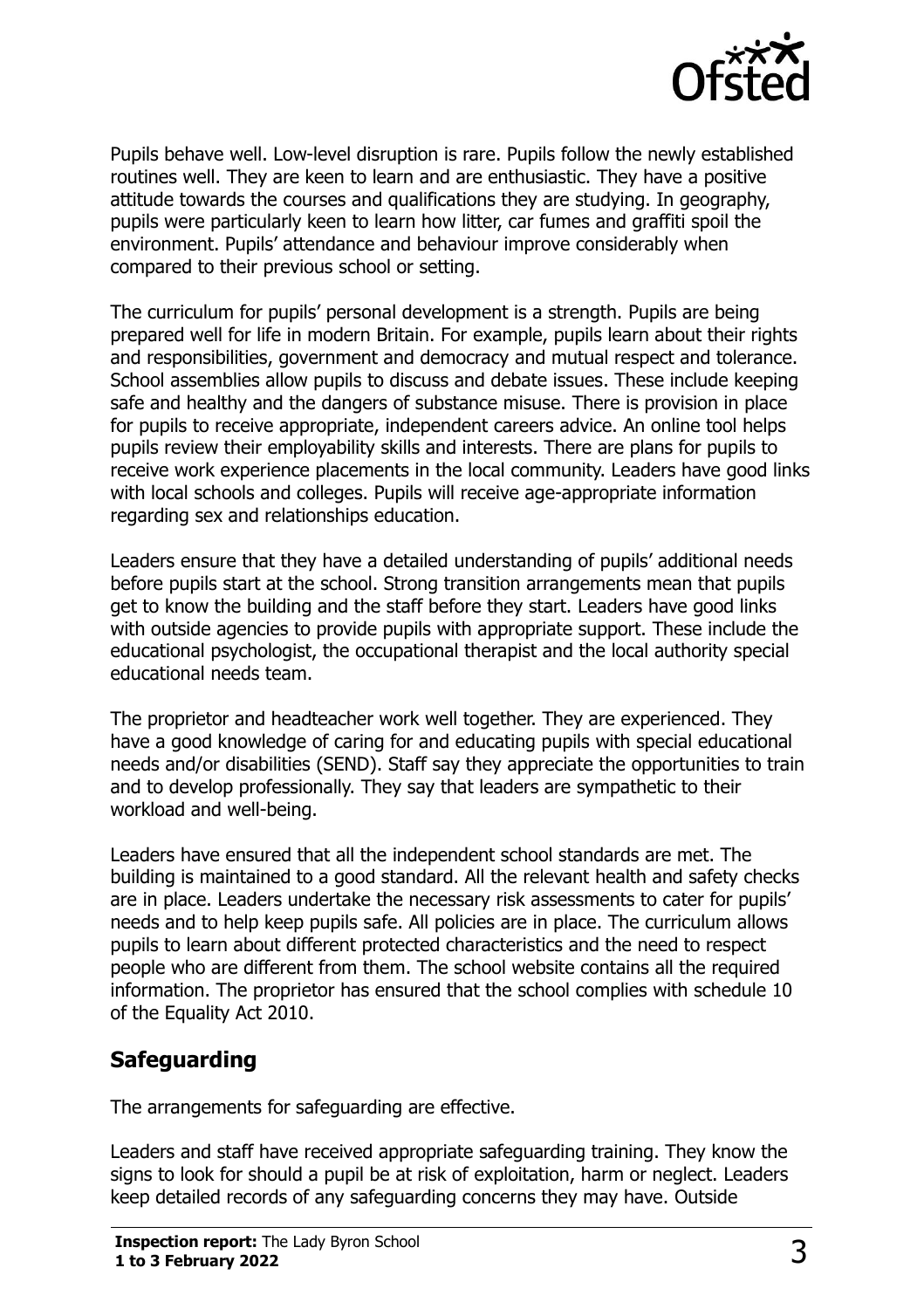Pupils behave well. Low-level disruption is rare. Pupils follow the newly established routines well. They are keen to learn and are enthusiastic. They have a positive attitude towards the courses and qualifications they are studying. In geography, pupils were particularly keen to learn how litter, car fumes and graffiti spoil the environment. Pupils' attendance and behaviour improve considerably when compared to their previous school or setting.

The curriculum for pupils' personal development is a strength. Pupils are being prepared well for life in modern Britain. For example, pupils learn about their rights and responsibilities, government and democracy and mutual respect and tolerance. School assemblies allow pupils to discuss and debate issues. These include keeping safe and healthy and the dangers of substance misuse. There is provision in place for pupils to receive appropriate, independent careers advice. An online tool helps pupils review their employability skills and interests. There are plans for pupils to receive work experience placements in the local community. Leaders have good links with local schools and colleges. Pupils will receive age-appropriate information regarding sex and relationships education.

Leaders ensure that they have a detailed understanding of pupils' additional needs before pupils start at the school. Strong transition arrangements mean that pupils get to know the building and the staff before they start. Leaders have good links with outside agencies to provide pupils with appropriate support. These include the educational psychologist, the occupational therapist and the local authority special educational needs team.

The proprietor and headteacher work well together. They are experienced. They have a good knowledge of caring for and educating pupils with special educational needs and/or disabilities (SEND). Staff say they appreciate the opportunities to train and to develop professionally. They say that leaders are sympathetic to their workload and well-being.

Leaders have ensured that all the independent school standards are met. The building is maintained to a good standard. All the relevant health and safety checks are in place. Leaders undertake the necessary risk assessments to cater for pupils' needs and to help keep pupils safe. All policies are in place. The curriculum allows pupils to learn about different protected characteristics and the need to respect people who are different from them. The school website contains all the required information. The proprietor has ensured that the school complies with schedule 10 of the Equality Act 2010.

## Safeguarding

The arrangements for safeguarding are effective.

Leaders and staff have received appropriate safeguarding training. They know the signs to look for should a pupil be at risk of exploitation, harm or neglect. Leaders keep detailed records of any safeguarding concerns they may have. Outside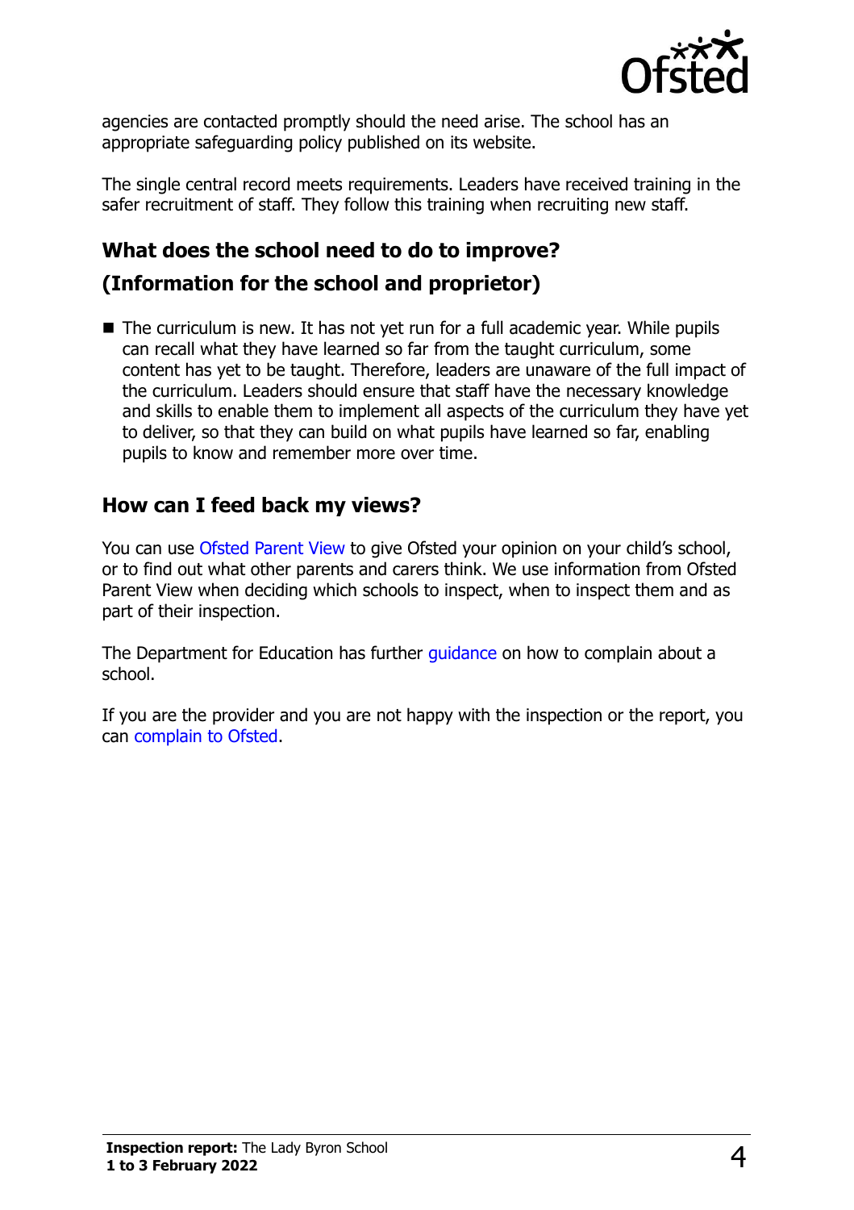agencies are contacted promptly should the need arise. The school has an appropriate safeguarding policy published on its website.

The single central record meets requirements. Leaders have received training in the safer recruitment of staff. They follow this training when recruiting new staff.

## What does the school need to do to improve?

## (Information for the school and proprietor)

- The curriculum is new. It has not yet run for a full academic year. While pupils can recall what they have learned so far from the taught curriculum, some content has yet to be taught. Therefore, leaders are unaware of the full impact of the curriculum. Leaders should ensure that staff have the necessary knowledge and skills to enable them to implement all aspects of the curriculum they have yet to deliver, so that they can build on what pupils have learned so far, enabling pupils to know and remember more over time.

## How can I feed back my views?

You can use Ofsted Parent View to give Ofsted your opinion on your child's school, or to find out what other parents and carers think. We use information from Ofsted Parent View when deciding which schools to inspect, when to inspect them and as part of their inspection.

The Department for Education has further guidance on how to complain about a school.

If you are the provider and you are not happy with the inspection or the report, you can complain to Ofsted.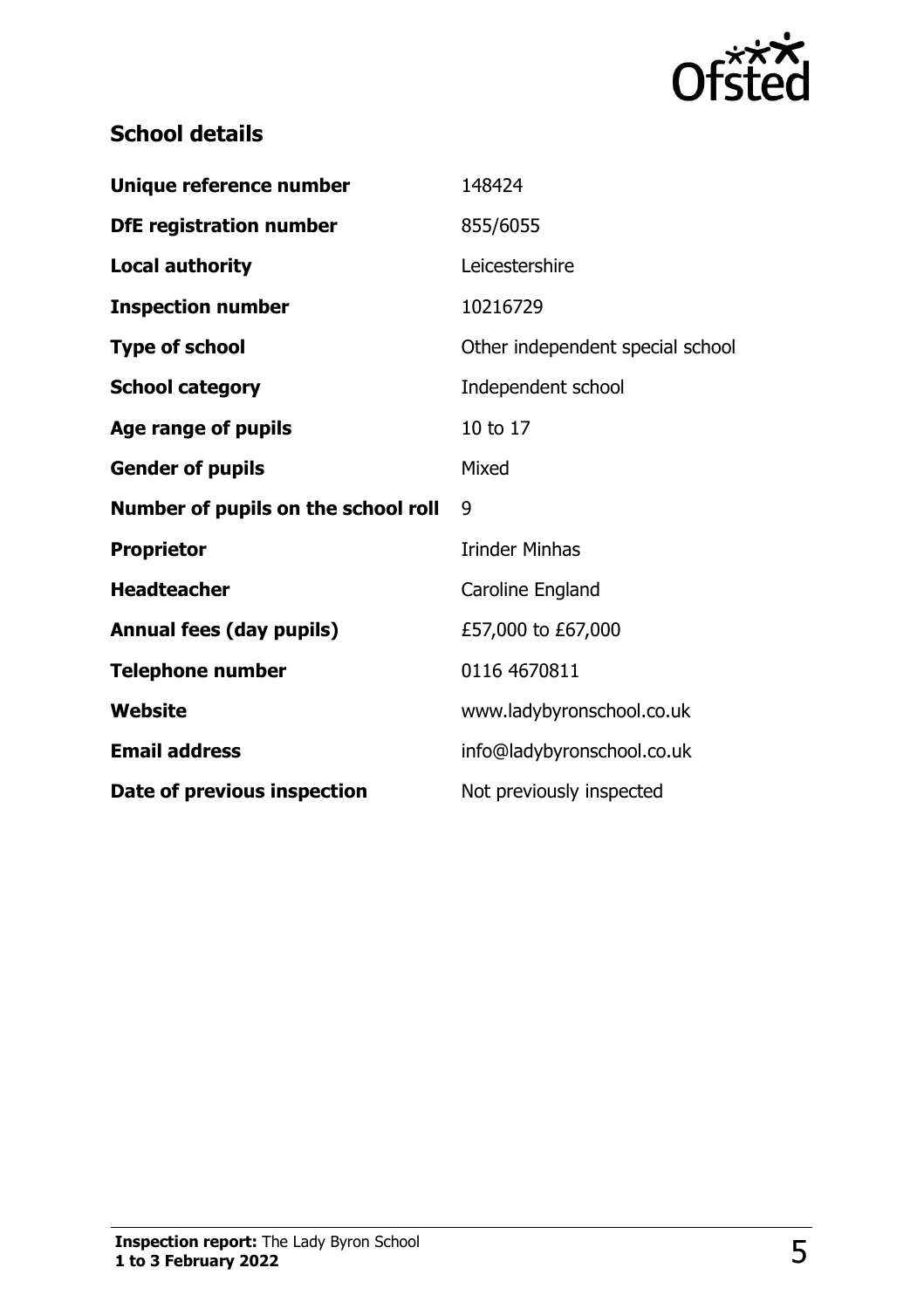## School details

| | |
|---|---|
| **Unique reference number** | 148424 |
| **DfE registration number** | 855/6055 |
| **Local authority** | Leicestershire |
| **Inspection number** | 10216729 |
| **Type of school** | Other independent special school |
| **School category** | Independent school |
| **Age range of pupils** | 10 to 17 |
| **Gender of pupils** | Mixed |
| **Number of pupils on the school roll** | 9 |
| **Proprietor** | Irinder Minhas |
| **Headteacher** | Caroline England |
| **Annual fees (day pupils)** | £57,000 to £67,000 |
| **Telephone number** | 0116 4670811 |
| **Website** | www.ladybyronschool.co.uk |
| **Email address** | info@ladybyronschool.co.uk |
| **Date of previous inspection** | Not previously inspected |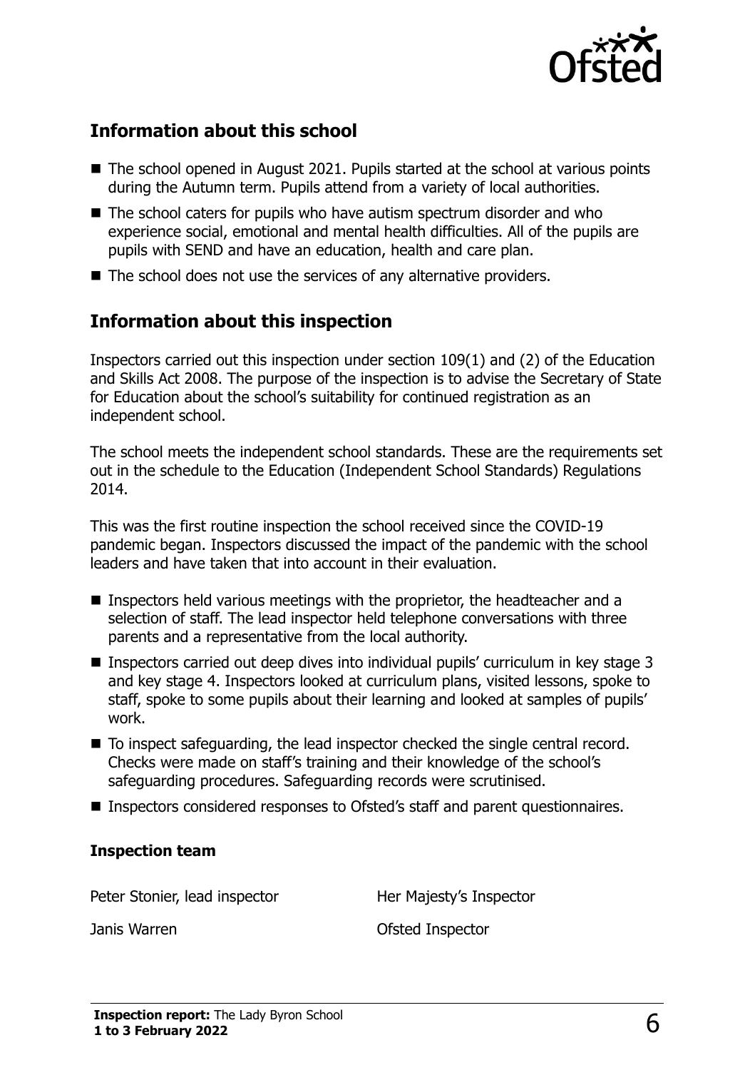## Information about this school

- The school opened in August 2021. Pupils started at the school at various points during the Autumn term. Pupils attend from a variety of local authorities.
- The school caters for pupils who have autism spectrum disorder and who experience social, emotional and mental health difficulties. All of the pupils are pupils with SEND and have an education, health and care plan.
- The school does not use the services of any alternative providers.

## Information about this inspection

Inspectors carried out this inspection under section 109(1) and (2) of the Education and Skills Act 2008. The purpose of the inspection is to advise the Secretary of State for Education about the school's suitability for continued registration as an independent school.

The school meets the independent school standards. These are the requirements set out in the schedule to the Education (Independent School Standards) Regulations 2014.

This was the first routine inspection the school received since the COVID-19 pandemic began. Inspectors discussed the impact of the pandemic with the school leaders and have taken that into account in their evaluation.

- Inspectors held various meetings with the proprietor, the headteacher and a selection of staff. The lead inspector held telephone conversations with three parents and a representative from the local authority.
- Inspectors carried out deep dives into individual pupils' curriculum in key stage 3 and key stage 4. Inspectors looked at curriculum plans, visited lessons, spoke to staff, spoke to some pupils about their learning and looked at samples of pupils' work.
- To inspect safeguarding, the lead inspector checked the single central record. Checks were made on staff's training and their knowledge of the school's safeguarding procedures. Safeguarding records were scrutinised.
- Inspectors considered responses to Ofsted's staff and parent questionnaires.

### Inspection team

| | |
|---|---|
| Peter Stonier, lead inspector | Her Majesty's Inspector |
| Janis Warren | Ofsted Inspector |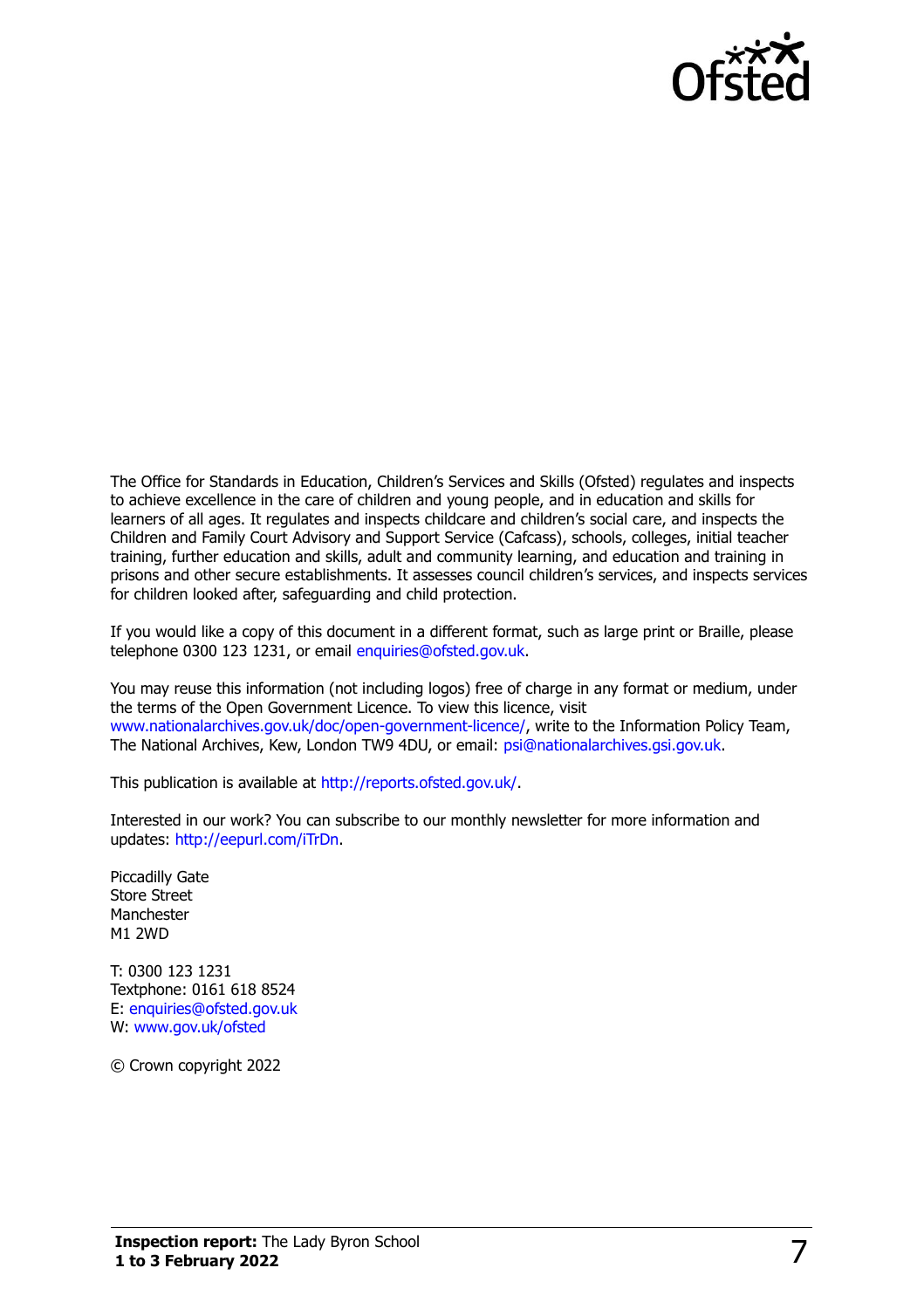The Office for Standards in Education, Children's Services and Skills (Ofsted) regulates and inspects to achieve excellence in the care of children and young people, and in education and skills for learners of all ages. It regulates and inspects childcare and children's social care, and inspects the Children and Family Court Advisory and Support Service (Cafcass), schools, colleges, initial teacher training, further education and skills, adult and community learning, and education and training in prisons and other secure establishments. It assesses council children's services, and inspects services for children looked after, safeguarding and child protection.

If you would like a copy of this document in a different format, such as large print or Braille, please telephone 0300 123 1231, or email enquiries@ofsted.gov.uk.

You may reuse this information (not including logos) free of charge in any format or medium, under the terms of the Open Government Licence. To view this licence, visit www.nationalarchives.gov.uk/doc/open-government-licence/, write to the Information Policy Team, The National Archives, Kew, London TW9 4DU, or email: psi@nationalarchives.gsi.gov.uk.

This publication is available at http://reports.ofsted.gov.uk/.

Interested in our work? You can subscribe to our monthly newsletter for more information and updates: http://eepurl.com/iTrDn.

Piccadilly Gate
Store Street
Manchester
M1 2WD

T: 0300 123 1231
Textphone: 0161 618 8524
E: enquiries@ofsted.gov.uk
W: www.gov.uk/ofsted

© Crown copyright 2022